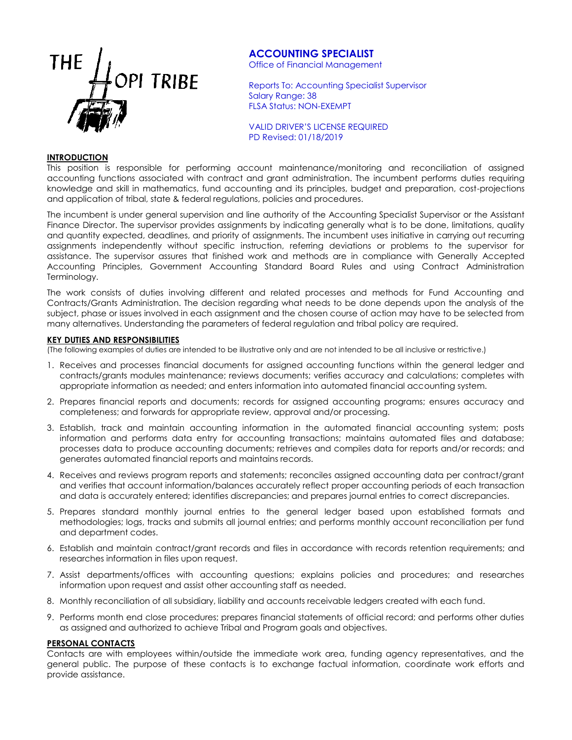THE HOPI TRIBE

# ACCOUNTING SPECIALIST

Office of Financial Management

Reports To: Accounting Specialist Supervisor
Salary Range: 38
FLSA Status: NON-EXEMPT

VALID DRIVER'S LICENSE REQUIRED
PD Revised: 01/18/2019

## INTRODUCTION

This position is responsible for performing account maintenance/monitoring and reconciliation of assigned accounting functions associated with contract and grant administration. The incumbent performs duties requiring knowledge and skill in mathematics, fund accounting and its principles, budget and preparation, cost-projections and application of tribal, state & federal regulations, policies and procedures.

The incumbent is under general supervision and line authority of the Accounting Specialist Supervisor or the Assistant Finance Director. The supervisor provides assignments by indicating generally what is to be done, limitations, quality and quantity expected, deadlines, and priority of assignments. The incumbent uses initiative in carrying out recurring assignments independently without specific instruction, referring deviations or problems to the supervisor for assistance. The supervisor assures that finished work and methods are in compliance with Generally Accepted Accounting Principles, Government Accounting Standard Board Rules and using Contract Administration Terminology.

The work consists of duties involving different and related processes and methods for Fund Accounting and Contracts/Grants Administration. The decision regarding what needs to be done depends upon the analysis of the subject, phase or issues involved in each assignment and the chosen course of action may have to be selected from many alternatives. Understanding the parameters of federal regulation and tribal policy are required.

## KEY DUTIES AND RESPONSIBILITIES

(The following examples of duties are intended to be illustrative only and are not intended to be all inclusive or restrictive.)

1. Receives and processes financial documents for assigned accounting functions within the general ledger and contracts/grants modules maintenance; reviews documents; verifies accuracy and calculations; completes with appropriate information as needed; and enters information into automated financial accounting system.
2. Prepares financial reports and documents; records for assigned accounting programs; ensures accuracy and completeness; and forwards for appropriate review, approval and/or processing.
3. Establish, track and maintain accounting information in the automated financial accounting system; posts information and performs data entry for accounting transactions; maintains automated files and database; processes data to produce accounting documents; retrieves and compiles data for reports and/or records; and generates automated financial reports and maintains records.
4. Receives and reviews program reports and statements; reconciles assigned accounting data per contract/grant and verifies that account information/balances accurately reflect proper accounting periods of each transaction and data is accurately entered; identifies discrepancies; and prepares journal entries to correct discrepancies.
5. Prepares standard monthly journal entries to the general ledger based upon established formats and methodologies; logs, tracks and submits all journal entries; and performs monthly account reconciliation per fund and department codes.
6. Establish and maintain contract/grant records and files in accordance with records retention requirements; and researches information in files upon request.
7. Assist departments/offices with accounting questions; explains policies and procedures; and researches information upon request and assist other accounting staff as needed.
8. Monthly reconciliation of all subsidiary, liability and accounts receivable ledgers created with each fund.
9. Performs month end close procedures; prepares financial statements of official record; and performs other duties as assigned and authorized to achieve Tribal and Program goals and objectives.

## PERSONAL CONTACTS

Contacts are with employees within/outside the immediate work area, funding agency representatives, and the general public. The purpose of these contacts is to exchange factual information, coordinate work efforts and provide assistance.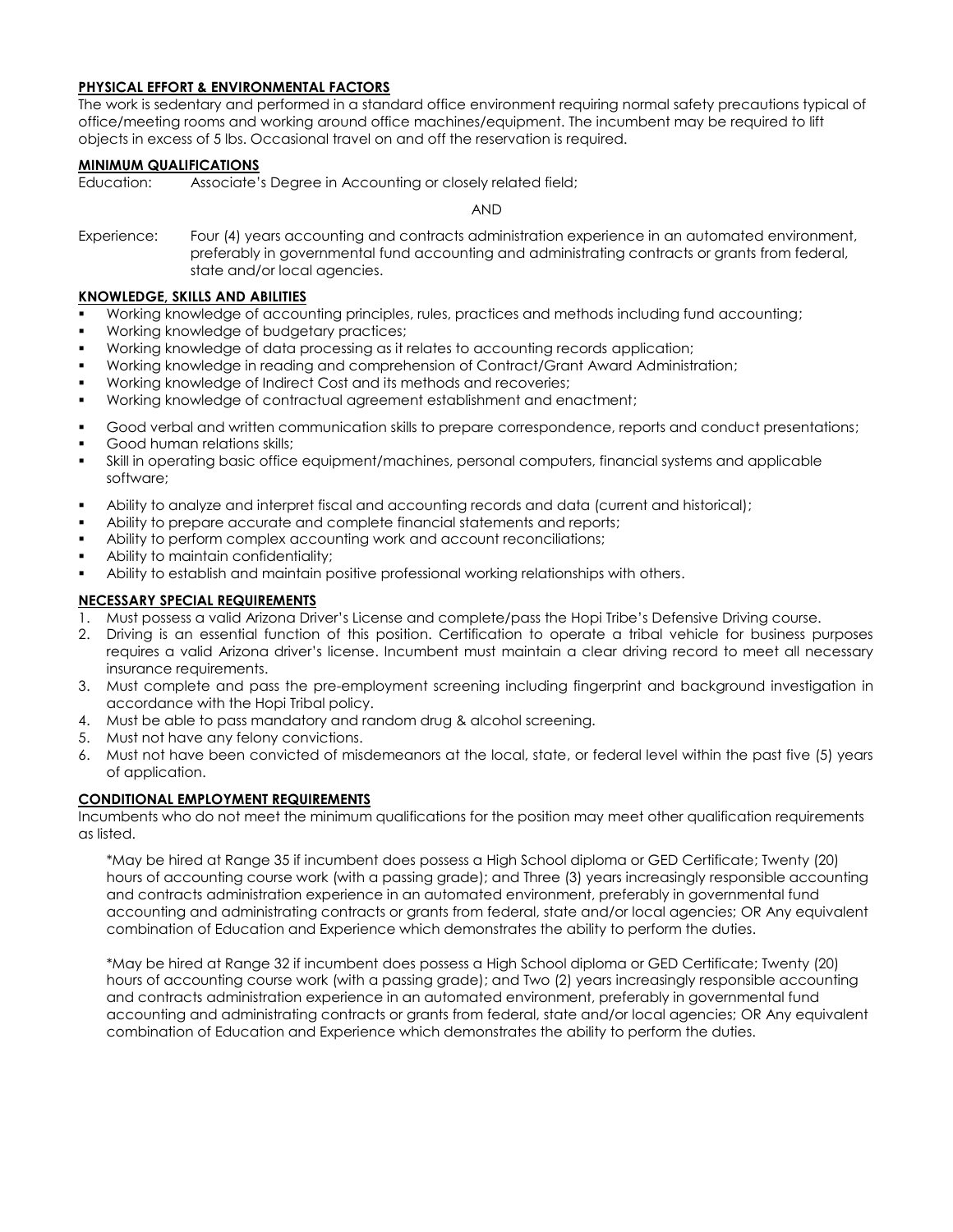**PHYSICAL EFFORT & ENVIRONMENTAL FACTORS**

The work is sedentary and performed in a standard office environment requiring normal safety precautions typical of office/meeting rooms and working around office machines/equipment. The incumbent may be required to lift objects in excess of 5 lbs. Occasional travel on and off the reservation is required.

**MINIMUM QUALIFICATIONS**

Education: Associate's Degree in Accounting or closely related field;

AND

Experience: Four (4) years accounting and contracts administration experience in an automated environment, preferably in governmental fund accounting and administrating contracts or grants from federal, state and/or local agencies.

**KNOWLEDGE, SKILLS AND ABILITIES**

- Working knowledge of accounting principles, rules, practices and methods including fund accounting;
- Working knowledge of budgetary practices;
- Working knowledge of data processing as it relates to accounting records application;
- Working knowledge in reading and comprehension of Contract/Grant Award Administration;
- Working knowledge of Indirect Cost and its methods and recoveries;
- Working knowledge of contractual agreement establishment and enactment;
- Good verbal and written communication skills to prepare correspondence, reports and conduct presentations;
- Good human relations skills;
- Skill in operating basic office equipment/machines, personal computers, financial systems and applicable software;
- Ability to analyze and interpret fiscal and accounting records and data (current and historical);
- Ability to prepare accurate and complete financial statements and reports;
- Ability to perform complex accounting work and account reconciliations;
- Ability to maintain confidentiality;
- Ability to establish and maintain positive professional working relationships with others.

**NECESSARY SPECIAL REQUIREMENTS**

1. Must possess a valid Arizona Driver's License and complete/pass the Hopi Tribe's Defensive Driving course.
2. Driving is an essential function of this position. Certification to operate a tribal vehicle for business purposes requires a valid Arizona driver's license. Incumbent must maintain a clear driving record to meet all necessary insurance requirements.
3. Must complete and pass the pre-employment screening including fingerprint and background investigation in accordance with the Hopi Tribal policy.
4. Must be able to pass mandatory and random drug & alcohol screening.
5. Must not have any felony convictions.
6. Must not have been convicted of misdemeanors at the local, state, or federal level within the past five (5) years of application.

**CONDITIONAL EMPLOYMENT REQUIREMENTS**

Incumbents who do not meet the minimum qualifications for the position may meet other qualification requirements as listed.

*May be hired at Range 35 if incumbent does possess a High School diploma or GED Certificate; Twenty (20) hours of accounting course work (with a passing grade); and Three (3) years increasingly responsible accounting and contracts administration experience in an automated environment, preferably in governmental fund accounting and administrating contracts or grants from federal, state and/or local agencies; OR Any equivalent combination of Education and Experience which demonstrates the ability to perform the duties.

*May be hired at Range 32 if incumbent does possess a High School diploma or GED Certificate; Twenty (20) hours of accounting course work (with a passing grade); and Two (2) years increasingly responsible accounting and contracts administration experience in an automated environment, preferably in governmental fund accounting and administrating contracts or grants from federal, state and/or local agencies; OR Any equivalent combination of Education and Experience which demonstrates the ability to perform the duties.